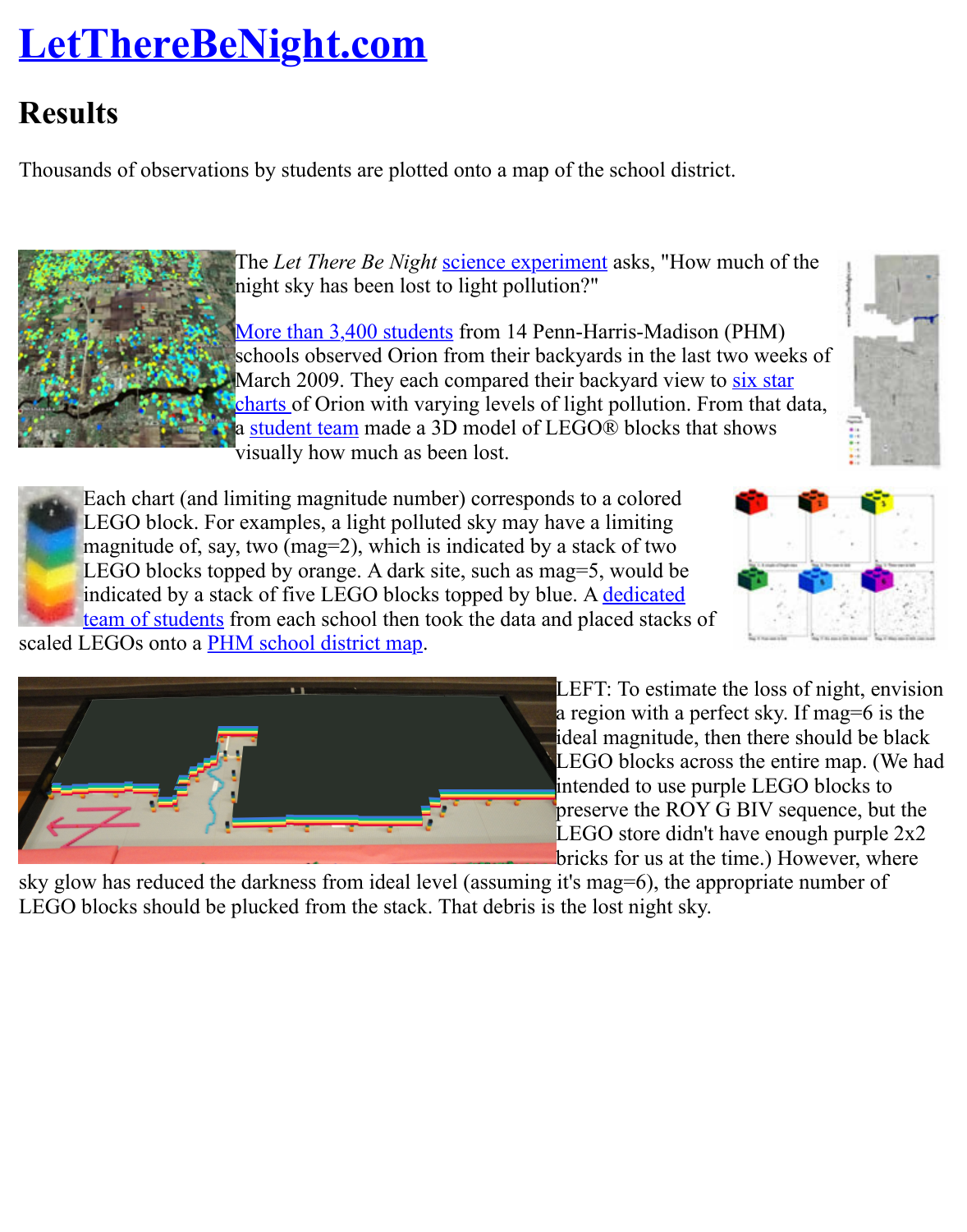# LetThereBeNight.com

## Results

Thousands of observations by students are plotted onto a map of the school district.

The *Let There Be Night* science experiment asks, "How much of the night sky has been lost to light pollution?"

More than 3,400 students from 14 Penn-Harris-Madison (PHM) schools observed Orion from their backyards in the last two weeks of March 2009. They each compared their backyard view to six star charts of Orion with varying levels of light pollution. From that data, a student team made a 3D model of LEGO® blocks that shows visually how much as been lost.

Each chart (and limiting magnitude number) corresponds to a colored LEGO block. For examples, a light polluted sky may have a limiting magnitude of, say, two (mag=2), which is indicated by a stack of two LEGO blocks topped by orange. A dark site, such as mag=5, would be indicated by a stack of five LEGO blocks topped by blue. A dedicated team of students from each school then took the data and placed stacks of scaled LEGOs onto a PHM school district map.

LEFT: To estimate the loss of night, envision a region with a perfect sky. If mag=6 is the ideal magnitude, then there should be black LEGO blocks across the entire map. (We had intended to use purple LEGO blocks to preserve the ROY G BIV sequence, but the LEGO store didn't have enough purple 2x2 bricks for us at the time.) However, where sky glow has reduced the darkness from ideal level (assuming it's mag=6), the appropriate number of LEGO blocks should be plucked from the stack. That debris is the lost night sky.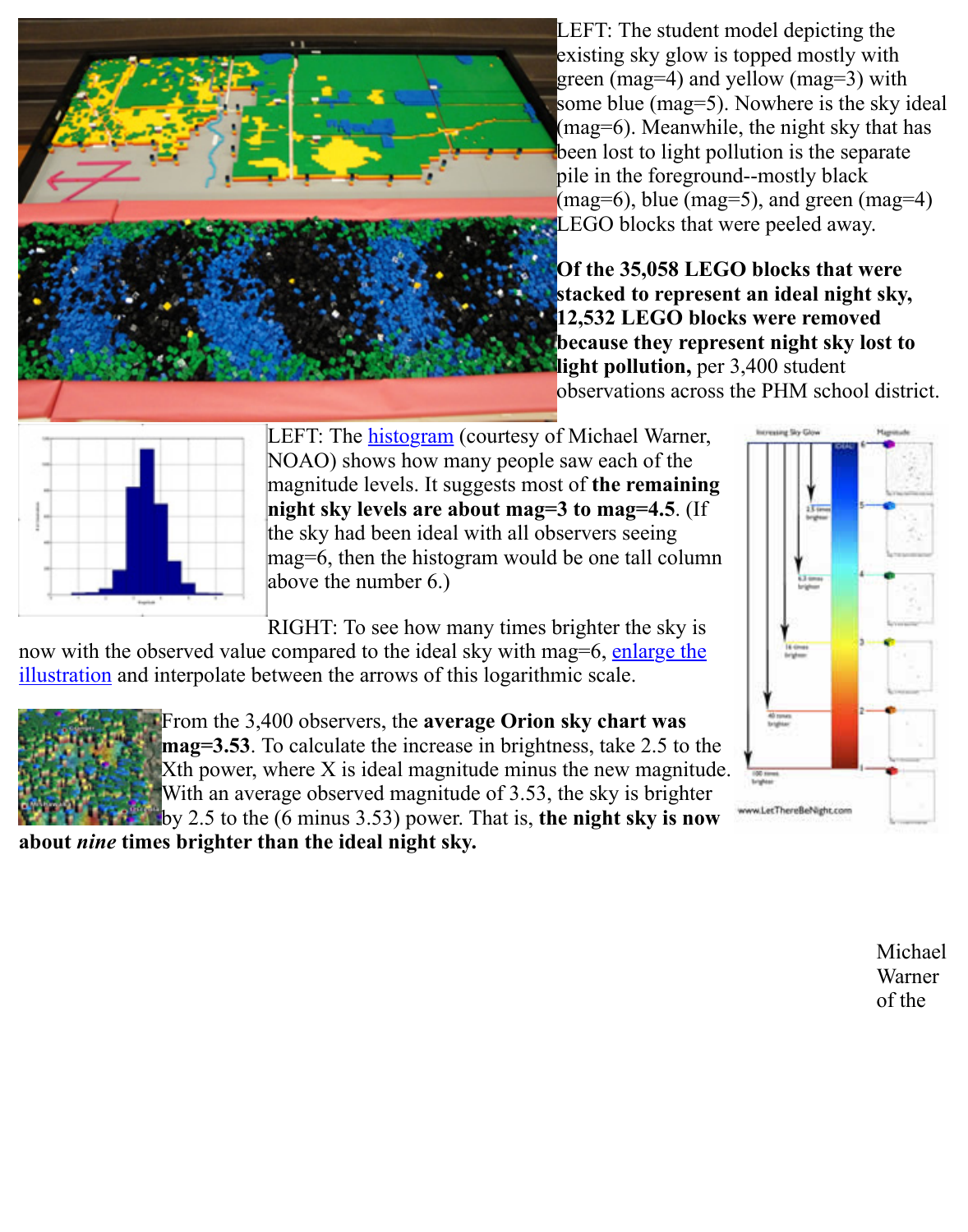LEFT: The student model depicting the existing sky glow is topped mostly with green (mag=4) and yellow (mag=3) with some blue (mag=5). Nowhere is the sky ideal (mag=6). Meanwhile, the night sky that has been lost to light pollution is the separate pile in the foreground--mostly black (mag=6), blue (mag=5), and green (mag=4) LEGO blocks that were peeled away.

**Of the 35,058 LEGO blocks that were stacked to represent an ideal night sky, 12,532 LEGO blocks were removed because they represent night sky lost to light pollution,** per 3,400 student observations across the PHM school district.

LEFT: The [histogram](#) (courtesy of Michael Warner, NOAO) shows how many people saw each of the magnitude levels. It suggests most of **the remaining night sky levels are about mag=3 to mag=4.5**. (If the sky had been ideal with all observers seeing mag=6, then the histogram would be one tall column above the number 6.)

RIGHT: To see how many times brighter the sky is now with the observed value compared to the ideal sky with mag=6, [enlarge the illustration](#) and interpolate between the arrows of this logarithmic scale.

From the 3,400 observers, the **average Orion sky chart was mag=3.53**. To calculate the increase in brightness, take 2.5 to the Xth power, where X is ideal magnitude minus the new magnitude. With an average observed magnitude of 3.53, the sky is brighter by 2.5 to the (6 minus 3.53) power. That is, **the night sky is now about *nine* times brighter than the ideal night sky.**

Michael Warner of the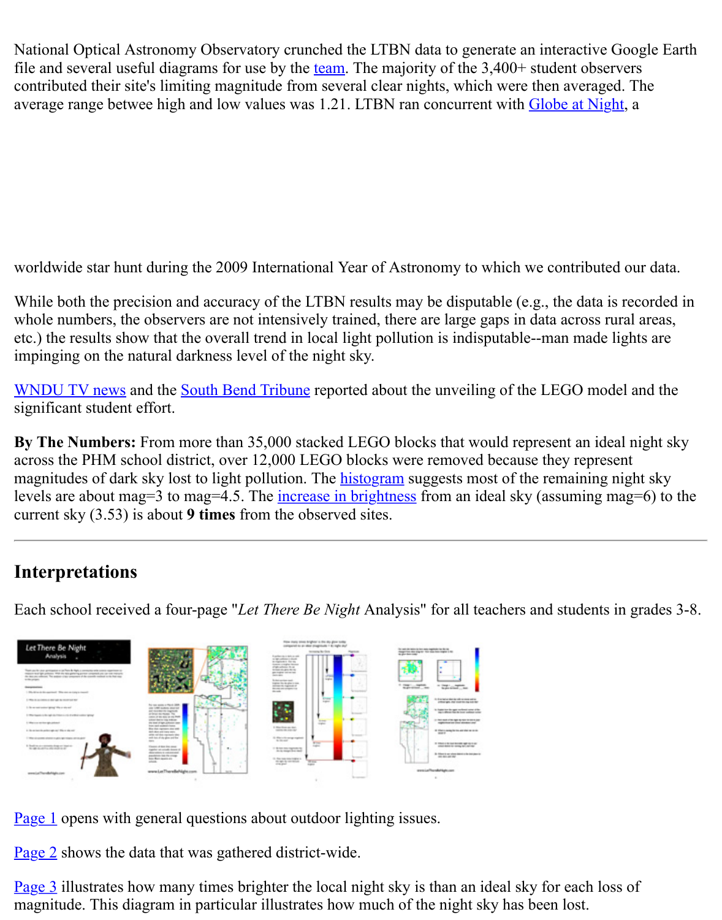National Optical Astronomy Observatory crunched the LTBN data to generate an interactive Google Earth file and several useful diagrams for use by the team. The majority of the 3,400+ student observers contributed their site's limiting magnitude from several clear nights, which were then averaged. The average range betwee high and low values was 1.21. LTBN ran concurrent with Globe at Night, a

worldwide star hunt during the 2009 International Year of Astronomy to which we contributed our data.

While both the precision and accuracy of the LTBN results may be disputable (e.g., the data is recorded in whole numbers, the observers are not intensively trained, there are large gaps in data across rural areas, etc.) the results show that the overall trend in local light pollution is indisputable--man made lights are impinging on the natural darkness level of the night sky.

WNDU TV news and the South Bend Tribune reported about the unveiling of the LEGO model and the significant student effort.

**By The Numbers:** From more than 35,000 stacked LEGO blocks that would represent an ideal night sky across the PHM school district, over 12,000 LEGO blocks were removed because they represent magnitudes of dark sky lost to light pollution. The histogram suggests most of the remaining night sky levels are about mag=3 to mag=4.5. The increase in brightness from an ideal sky (assuming mag=6) to the current sky (3.53) is about **9 times** from the observed sites.

---

## Interpretations

Each school received a four-page "*Let There Be Night* Analysis" for all teachers and students in grades 3-8.

Page 1 opens with general questions about outdoor lighting issues.

Page 2 shows the data that was gathered district-wide.

Page 3 illustrates how many times brighter the local night sky is than an ideal sky for each loss of magnitude. This diagram in particular illustrates how much of the night sky has been lost.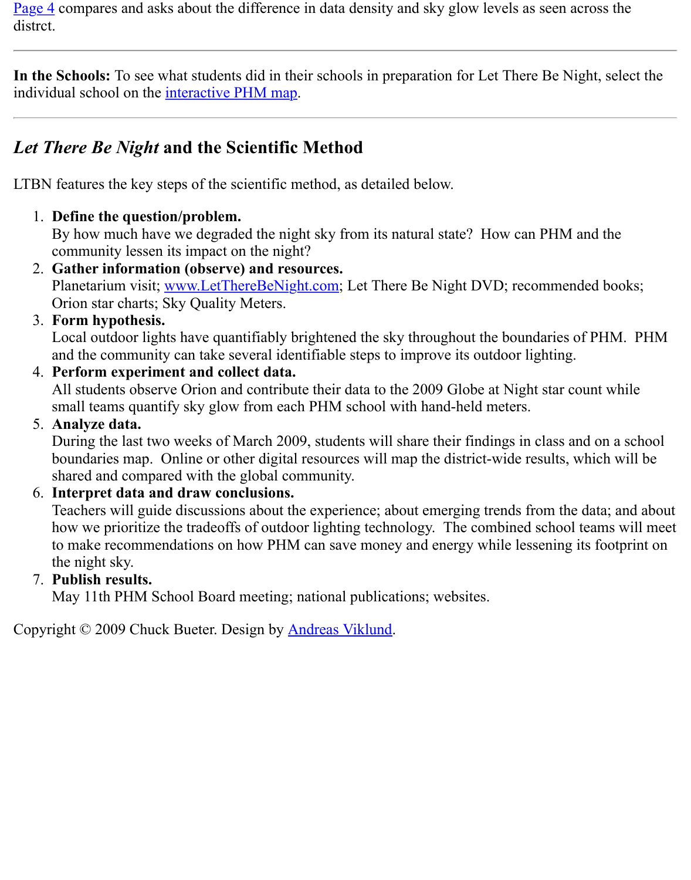Page 4 compares and asks about the difference in data density and sky glow levels as seen across the distrct.

---

**In the Schools:** To see what students did in their schools in preparation for Let There Be Night, select the individual school on the interactive PHM map.

---

## *Let There Be Night* and the Scientific Method

LTBN features the key steps of the scientific method, as detailed below.

1. **Define the question/problem.**
   By how much have we degraded the night sky from its natural state? How can PHM and the community lessen its impact on the night?
2. **Gather information (observe) and resources.**
   Planetarium visit; www.LetThereBeNight.com; Let There Be Night DVD; recommended books; Orion star charts; Sky Quality Meters.
3. **Form hypothesis.**
   Local outdoor lights have quantifiably brightened the sky throughout the boundaries of PHM. PHM and the community can take several identifiable steps to improve its outdoor lighting.
4. **Perform experiment and collect data.**
   All students observe Orion and contribute their data to the 2009 Globe at Night star count while small teams quantify sky glow from each PHM school with hand-held meters.
5. **Analyze data.**
   During the last two weeks of March 2009, students will share their findings in class and on a school boundaries map. Online or other digital resources will map the district-wide results, which will be shared and compared with the global community.
6. **Interpret data and draw conclusions.**
   Teachers will guide discussions about the experience; about emerging trends from the data; and about how we prioritize the tradeoffs of outdoor lighting technology. The combined school teams will meet to make recommendations on how PHM can save money and energy while lessening its footprint on the night sky.
7. **Publish results.**
   May 11th PHM School Board meeting; national publications; websites.

Copyright © 2009 Chuck Bueter. Design by Andreas Viklund.